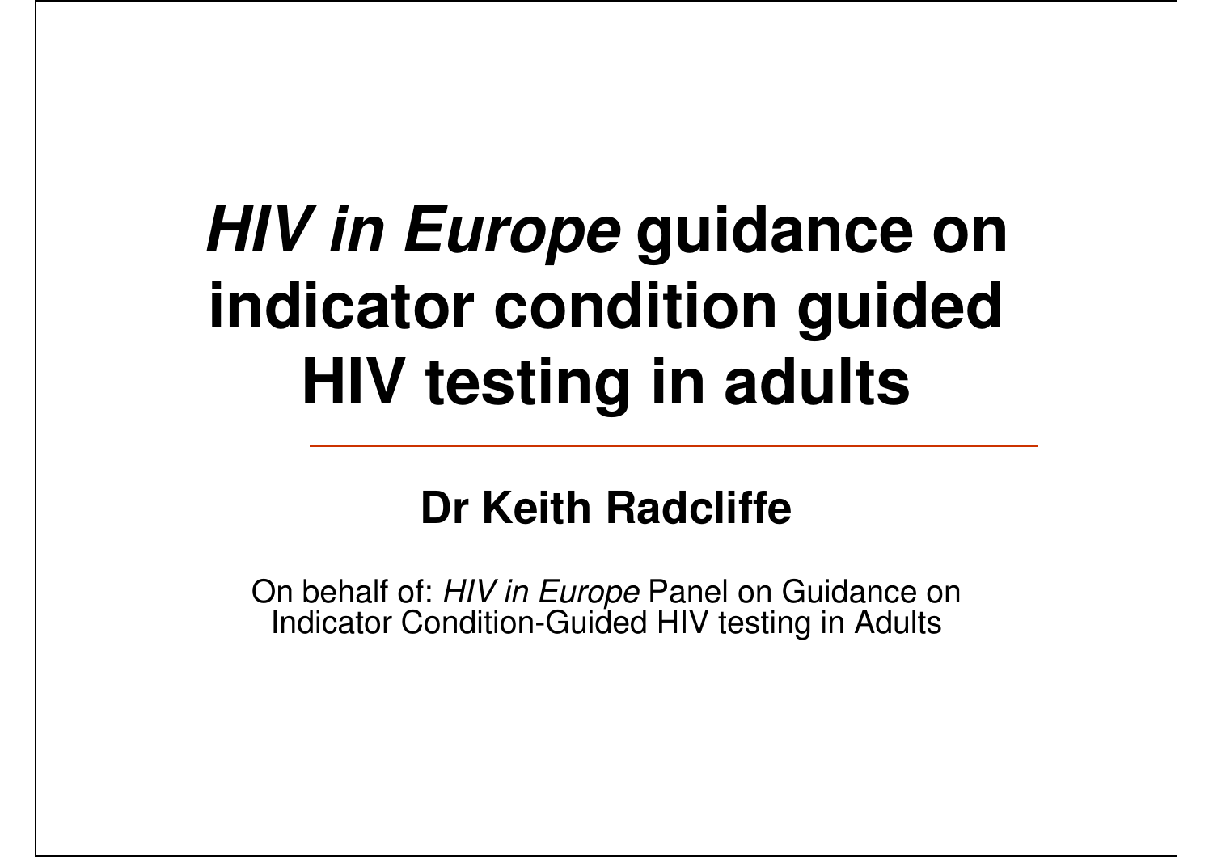# *HIV in Europe* guidance on indicator condition guided HIV testing in adults

**Dr Keith Radcliffe**

On behalf of: *HIV in Europe* Panel on Guidance on Indicator Condition-Guided HIV testing in Adults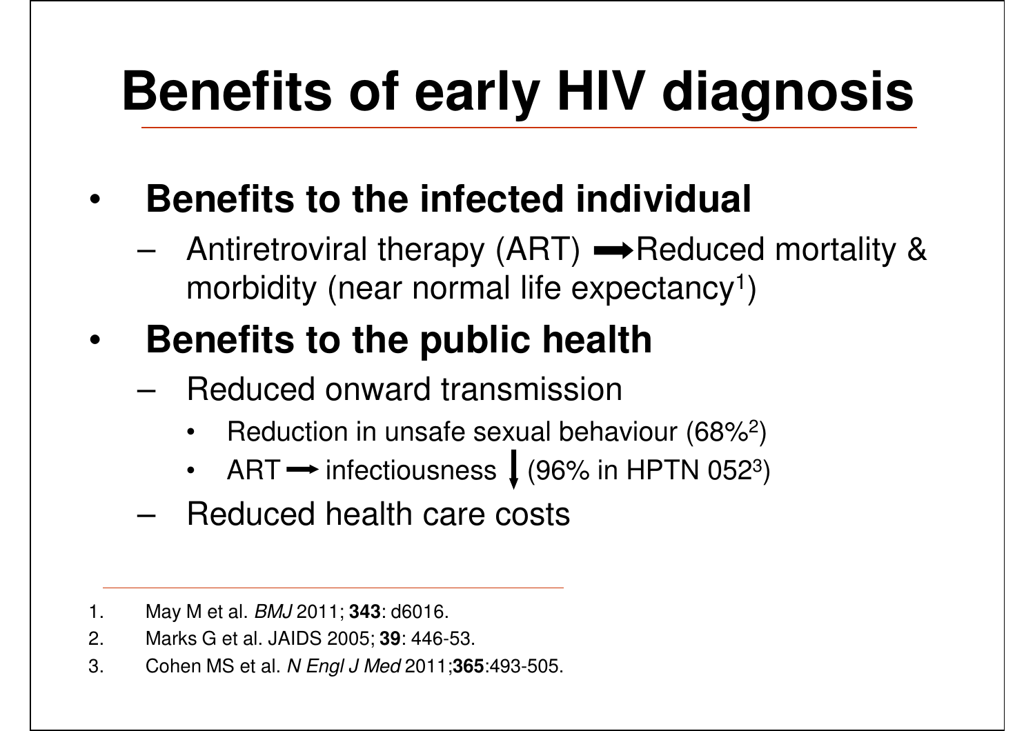# Benefits of early HIV diagnosis

- **Benefits to the infected individual**
  - Antiretroviral therapy (ART) → Reduced mortality & morbidity (near normal life expectancy[1])
- **Benefits to the public health**
  - Reduced onward transmission
    - Reduction in unsafe sexual behaviour (68%[2])
    - ART → infectiousness ↓ (96% in HPTN 052[3])
  - Reduced health care costs

1. May M et al. *BMJ* 2011; **343**: d6016.
2. Marks G et al. JAIDS 2005; **39**: 446-53.
3. Cohen MS et al. *N Engl J Med* 2011;**365**:493-505.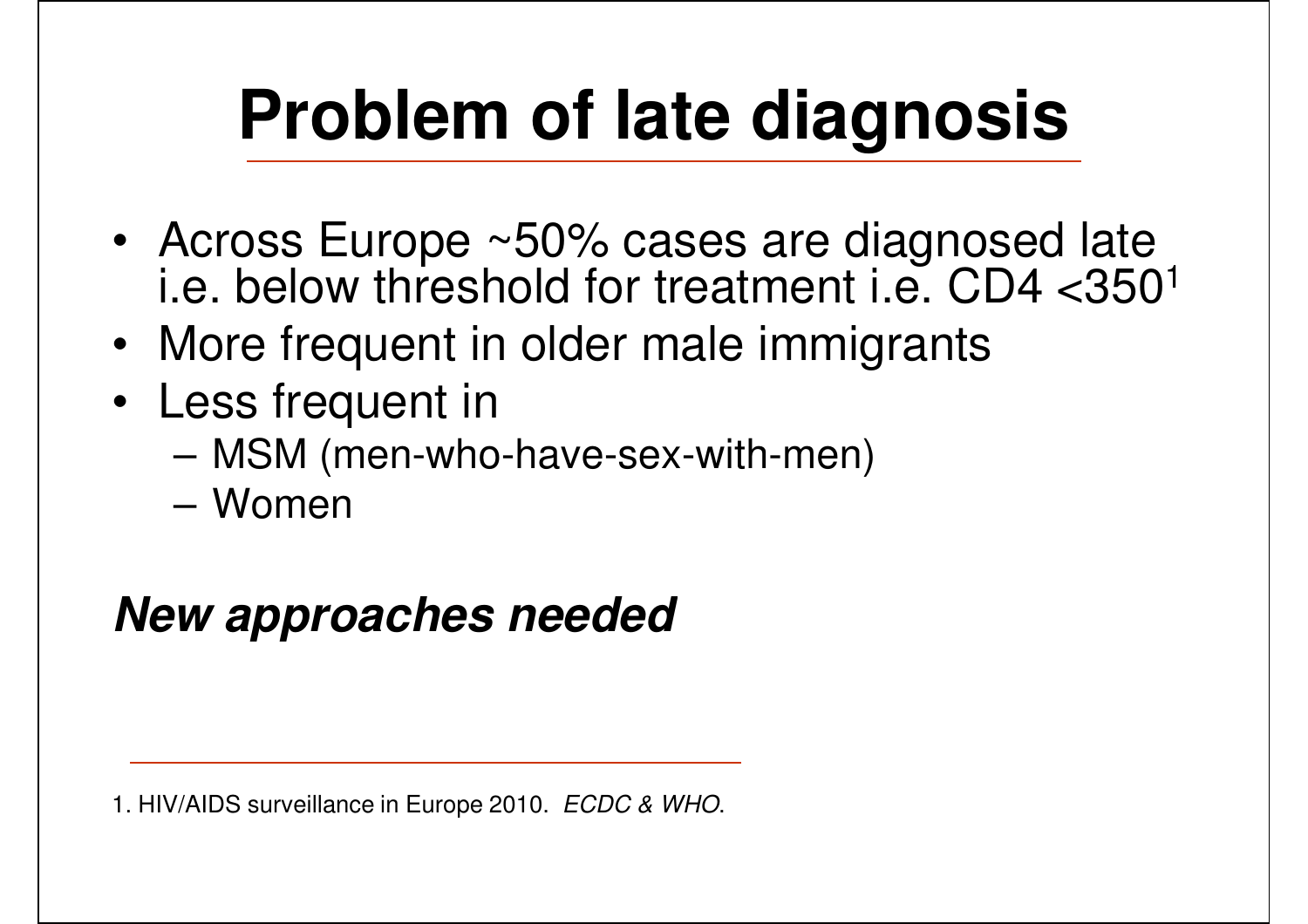# Problem of late diagnosis

- Across Europe ~50% cases are diagnosed late i.e. below threshold for treatment i.e. CD4 <350[1]
- More frequent in older male immigrants
- Less frequent in
  - MSM (men-who-have-sex-with-men)
  - Women

***New approaches needed***

---

1. HIV/AIDS surveillance in Europe 2010. *ECDC & WHO*.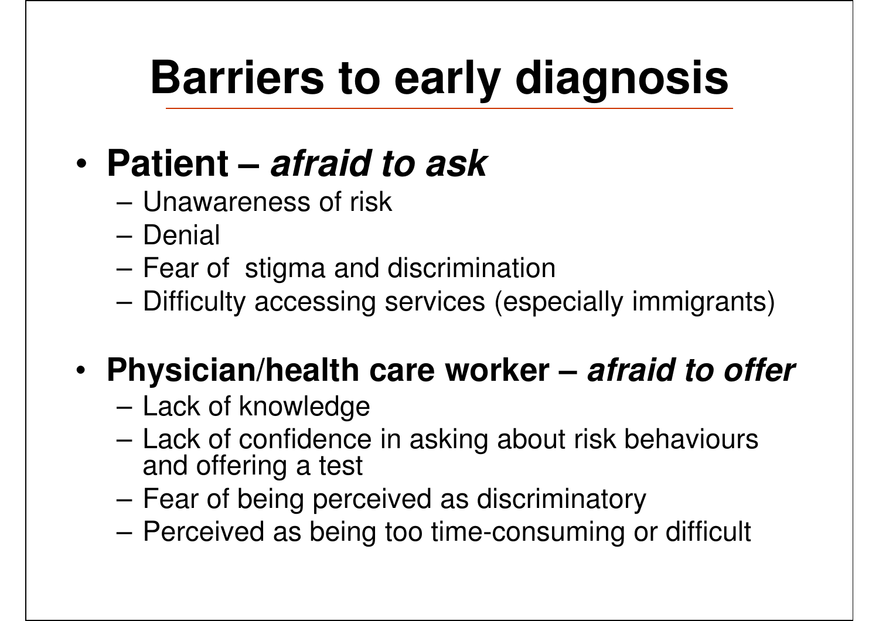# Barriers to early diagnosis

- **Patient – *afraid to ask***
  - Unawareness of risk
  - Denial
  - Fear of stigma and discrimination
  - Difficulty accessing services (especially immigrants)
- **Physician/health care worker – *afraid to offer***
  - Lack of knowledge
  - Lack of confidence in asking about risk behaviours and offering a test
  - Fear of being perceived as discriminatory
  - Perceived as being too time-consuming or difficult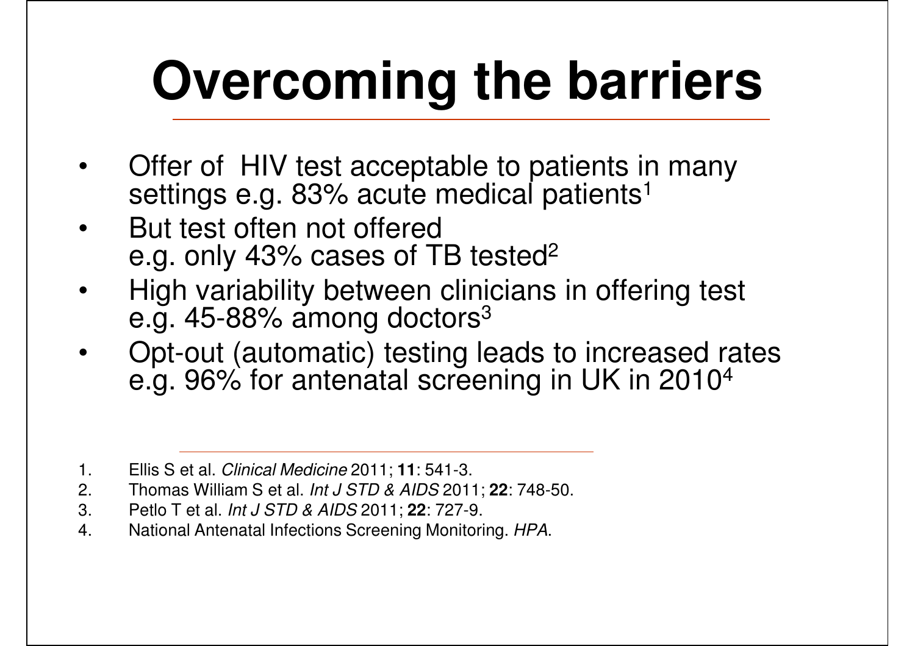# Overcoming the barriers

- Offer of HIV test acceptable to patients in many settings e.g. 83% acute medical patients[1]
- But test often not offered e.g. only 43% cases of TB tested[2]
- High variability between clinicians in offering test e.g. 45-88% among doctors[3]
- Opt-out (automatic) testing leads to increased rates e.g. 96% for antenatal screening in UK in 2010[4]

---

1. Ellis S et al. *Clinical Medicine* 2011; **11**: 541-3.
2. Thomas William S et al. *Int J STD & AIDS* 2011; **22**: 748-50.
3. Petlo T et al. *Int J STD & AIDS* 2011; **22**: 727-9.
4. National Antenatal Infections Screening Monitoring. *HPA*.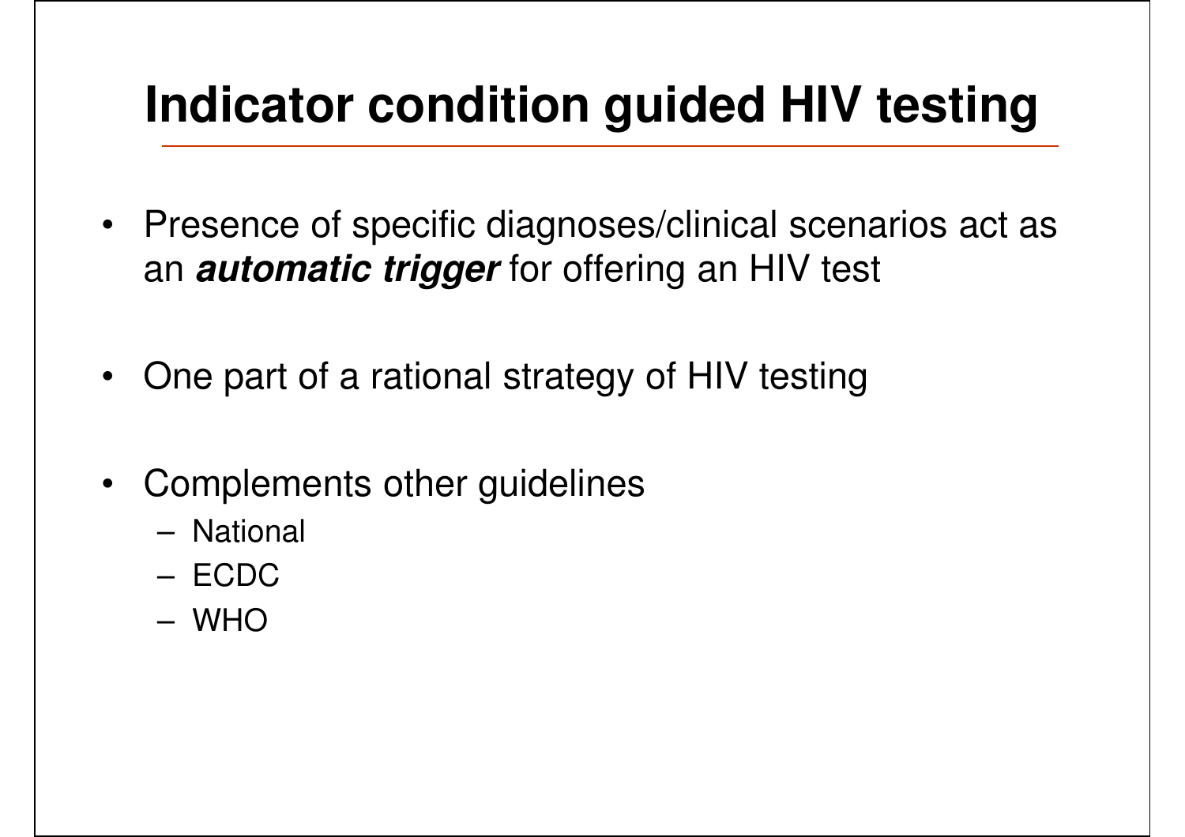# Indicator condition guided HIV testing

- Presence of specific diagnoses/clinical scenarios act as an ***automatic trigger*** for offering an HIV test
- One part of a rational strategy of HIV testing
- Complements other guidelines
  - National
  - ECDC
  - WHO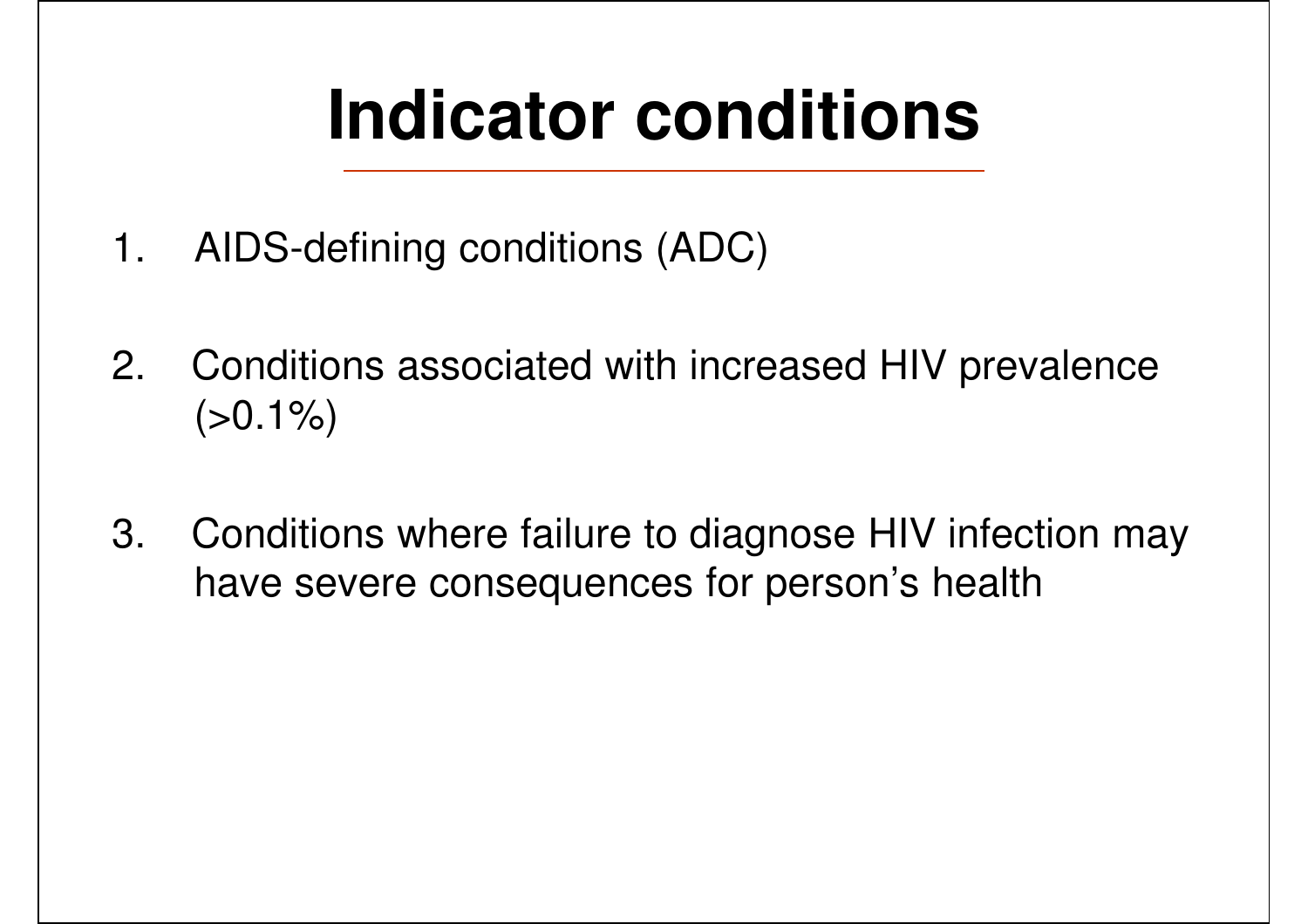# Indicator conditions

1. AIDS-defining conditions (ADC)

2. Conditions associated with increased HIV prevalence (>0.1%)

3. Conditions where failure to diagnose HIV infection may have severe consequences for person's health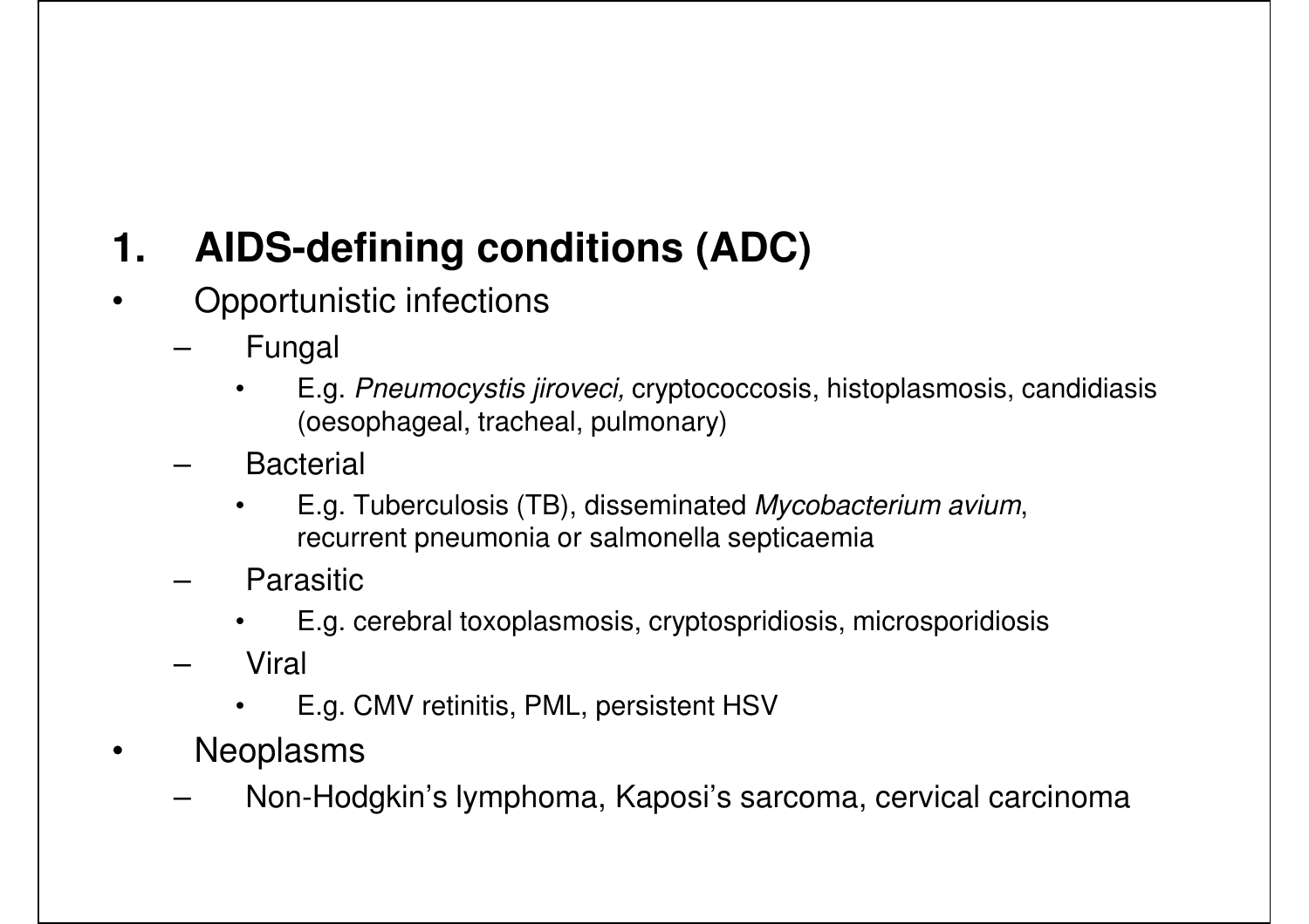# 1. AIDS-defining conditions (ADC)

- Opportunistic infections
  - Fungal
    - E.g. *Pneumocystis jiroveci,* cryptococcosis, histoplasmosis, candidiasis (oesophageal, tracheal, pulmonary)
  - Bacterial
    - E.g. Tuberculosis (TB), disseminated *Mycobacterium avium*, recurrent pneumonia or salmonella septicaemia
  - Parasitic
    - E.g. cerebral toxoplasmosis, cryptospridiosis, microsporidiosis
  - Viral
    - E.g. CMV retinitis, PML, persistent HSV
- Neoplasms
  - Non-Hodgkin's lymphoma, Kaposi's sarcoma, cervical carcinoma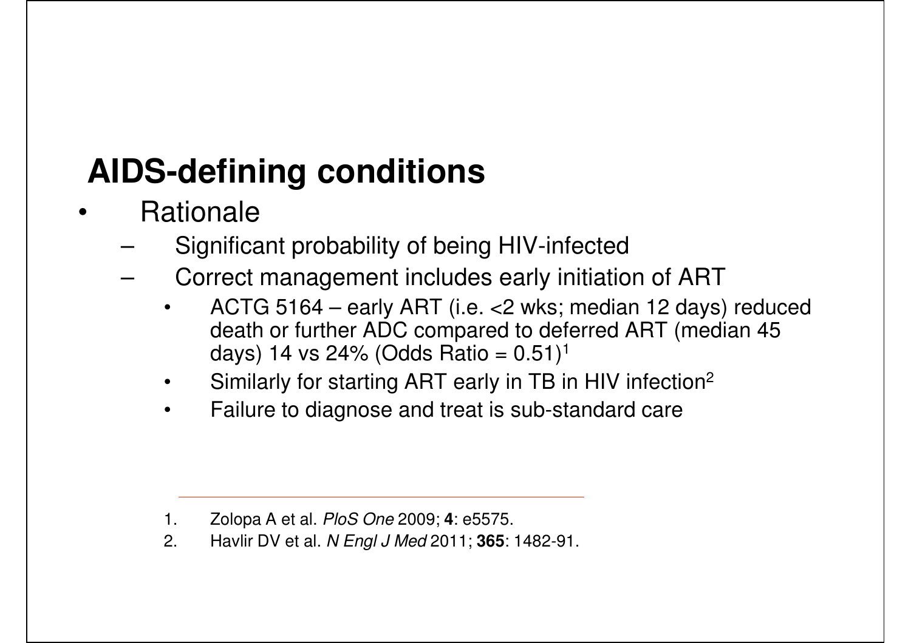## AIDS-defining conditions

- Rationale
  - Significant probability of being HIV-infected
  - Correct management includes early initiation of ART
    - ACTG 5164 – early ART (i.e. <2 wks; median 12 days) reduced death or further ADC compared to deferred ART (median 45 days) 14 vs 24% (Odds Ratio = 0.51)[1]
    - Similarly for starting ART early in TB in HIV infection[2]
    - Failure to diagnose and treat is sub-standard care

---

1. Zolopa A et al. *PloS One* 2009; **4**: e5575.
2. Havlir DV et al. *N Engl J Med* 2011; **365**: 1482-91.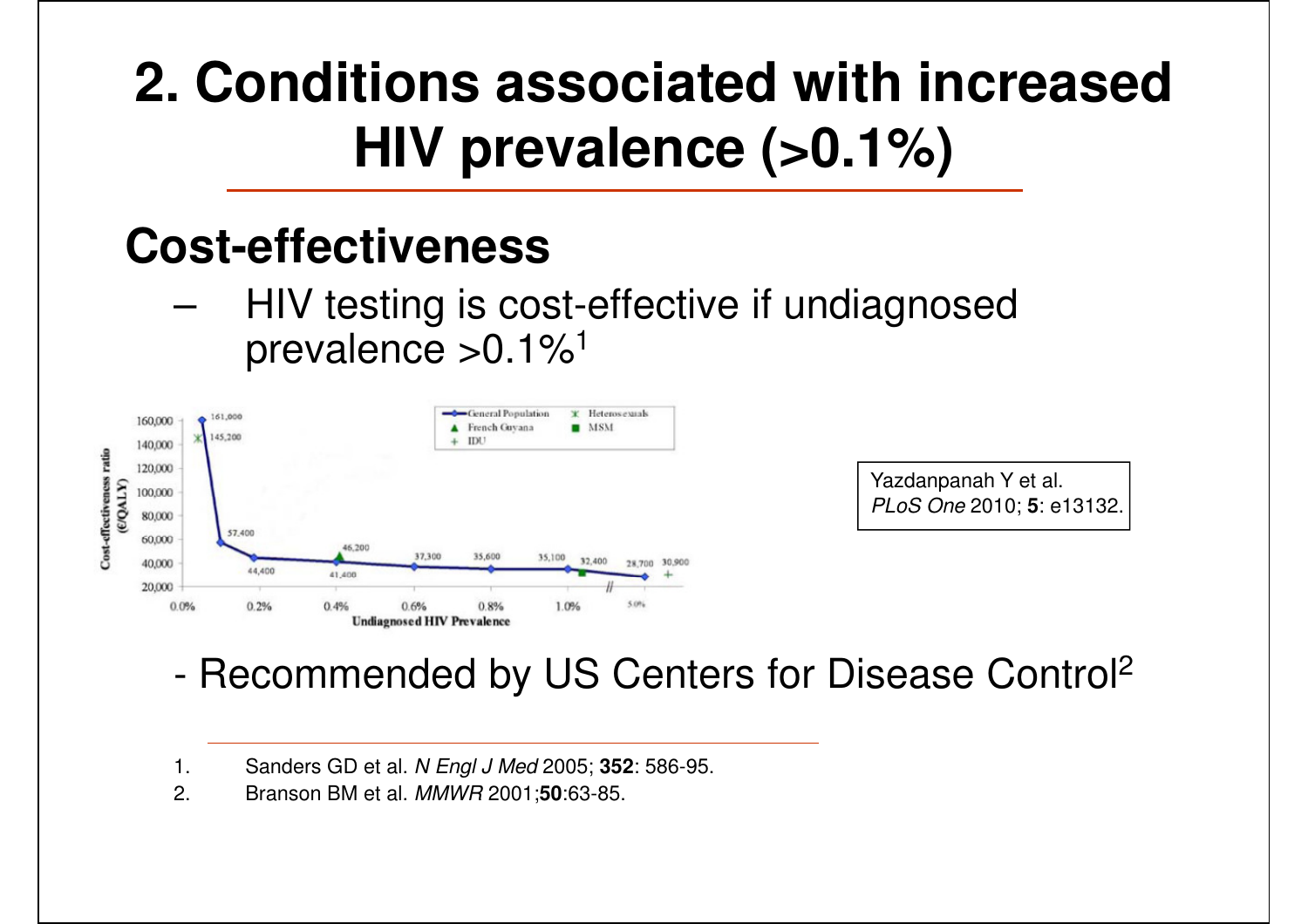# 2. Conditions associated with increased HIV prevalence (>0.1%)

## Cost-effectiveness

- HIV testing is cost-effective if undiagnosed prevalence >0.1%[1]

Yazdanpanah Y et al. *PLoS One* 2010; **5**: e13132.

- Recommended by US Centers for Disease Control[2]

1. Sanders GD et al. *N Engl J Med* 2005; **352**: 586-95.
2. Branson BM et al. *MMWR* 2001;**50**:63-85.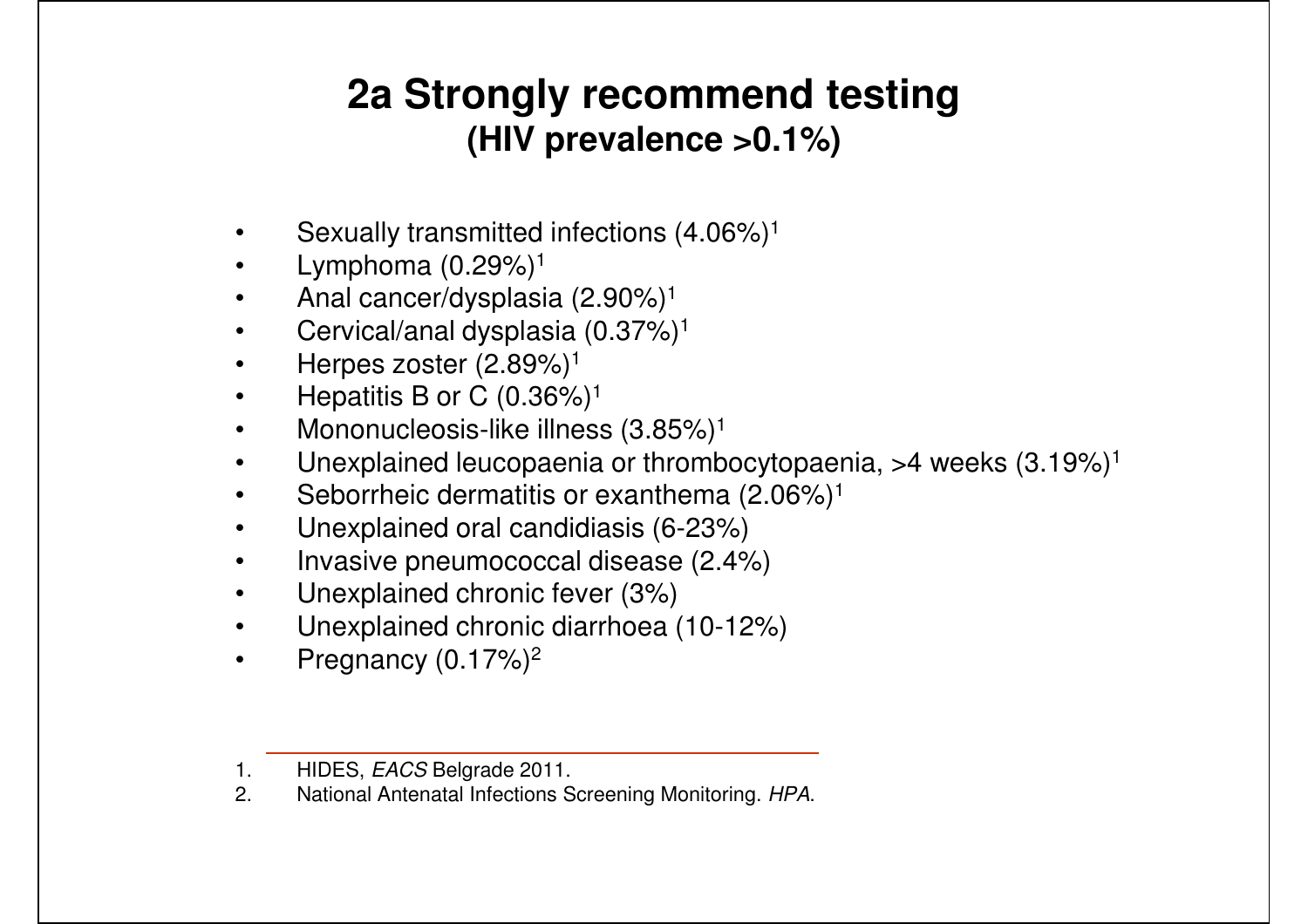# 2a Strongly recommend testing

## (HIV prevalence >0.1%)

- Sexually transmitted infections (4.06%)[1]
- Lymphoma (0.29%)[1]
- Anal cancer/dysplasia (2.90%)[1]
- Cervical/anal dysplasia (0.37%)[1]
- Herpes zoster (2.89%)[1]
- Hepatitis B or C (0.36%)[1]
- Mononucleosis-like illness (3.85%)[1]
- Unexplained leucopaenia or thrombocytopaenia, >4 weeks (3.19%)[1]
- Seborrheic dermatitis or exanthema (2.06%)[1]
- Unexplained oral candidiasis (6-23%)
- Invasive pneumococcal disease (2.4%)
- Unexplained chronic fever (3%)
- Unexplained chronic diarrhoea (10-12%)
- Pregnancy (0.17%)[2]

---

1. HIDES, *EACS* Belgrade 2011.
2. National Antenatal Infections Screening Monitoring. *HPA*.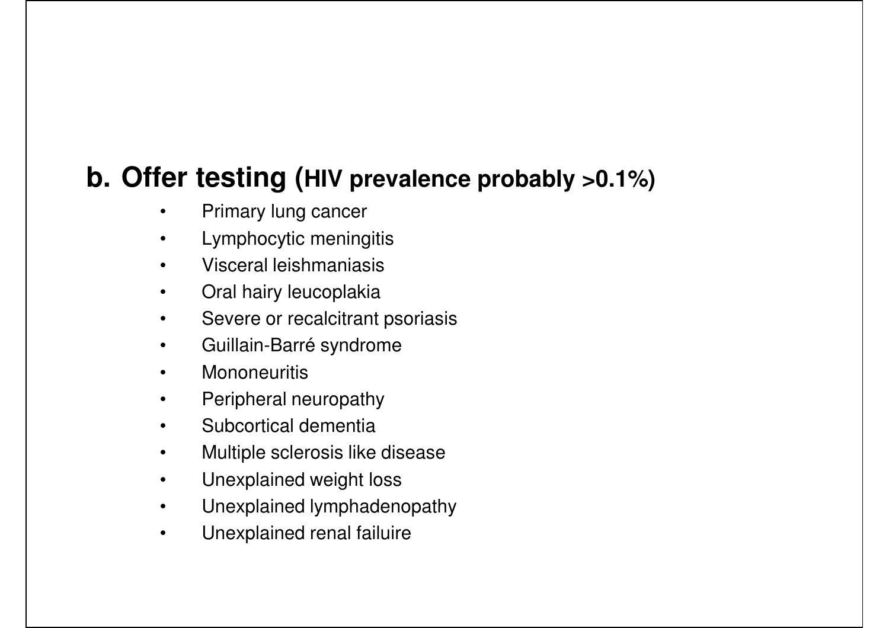## b. Offer testing (HIV prevalence probably >0.1%)

- Primary lung cancer
- Lymphocytic meningitis
- Visceral leishmaniasis
- Oral hairy leucoplakia
- Severe or recalcitrant psoriasis
- Guillain-Barré syndrome
- Mononeuritis
- Peripheral neuropathy
- Subcortical dementia
- Multiple sclerosis like disease
- Unexplained weight loss
- Unexplained lymphadenopathy
- Unexplained renal failuire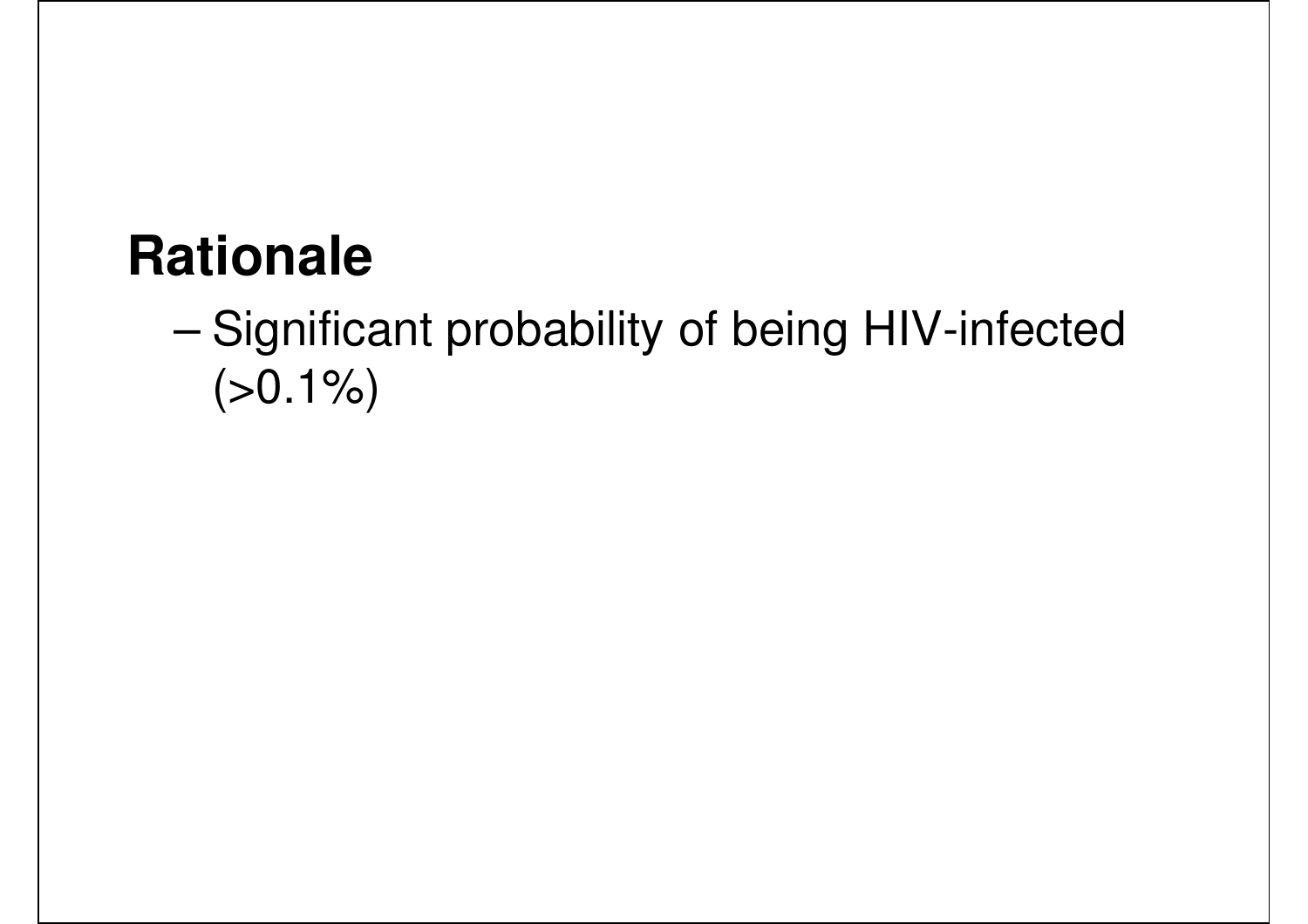**Rationale**

- Significant probability of being HIV-infected (>0.1%)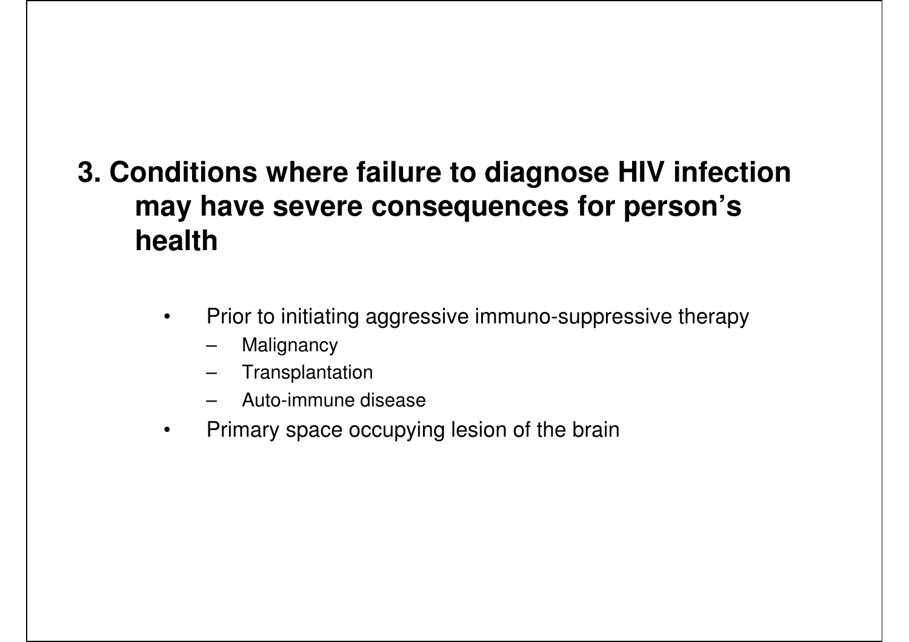## 3. Conditions where failure to diagnose HIV infection may have severe consequences for person's health

- Prior to initiating aggressive immuno-suppressive therapy
  - Malignancy
  - Transplantation
  - Auto-immune disease
- Primary space occupying lesion of the brain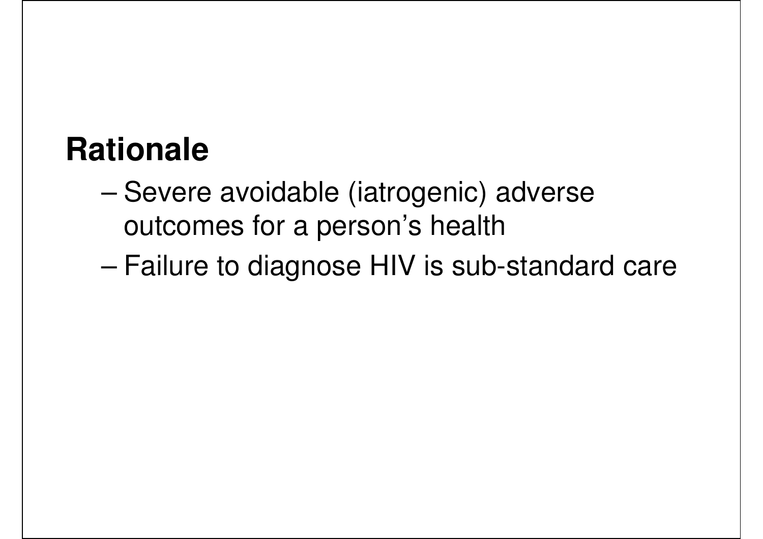## Rationale

- Severe avoidable (iatrogenic) adverse outcomes for a person’s health
- Failure to diagnose HIV is sub-standard care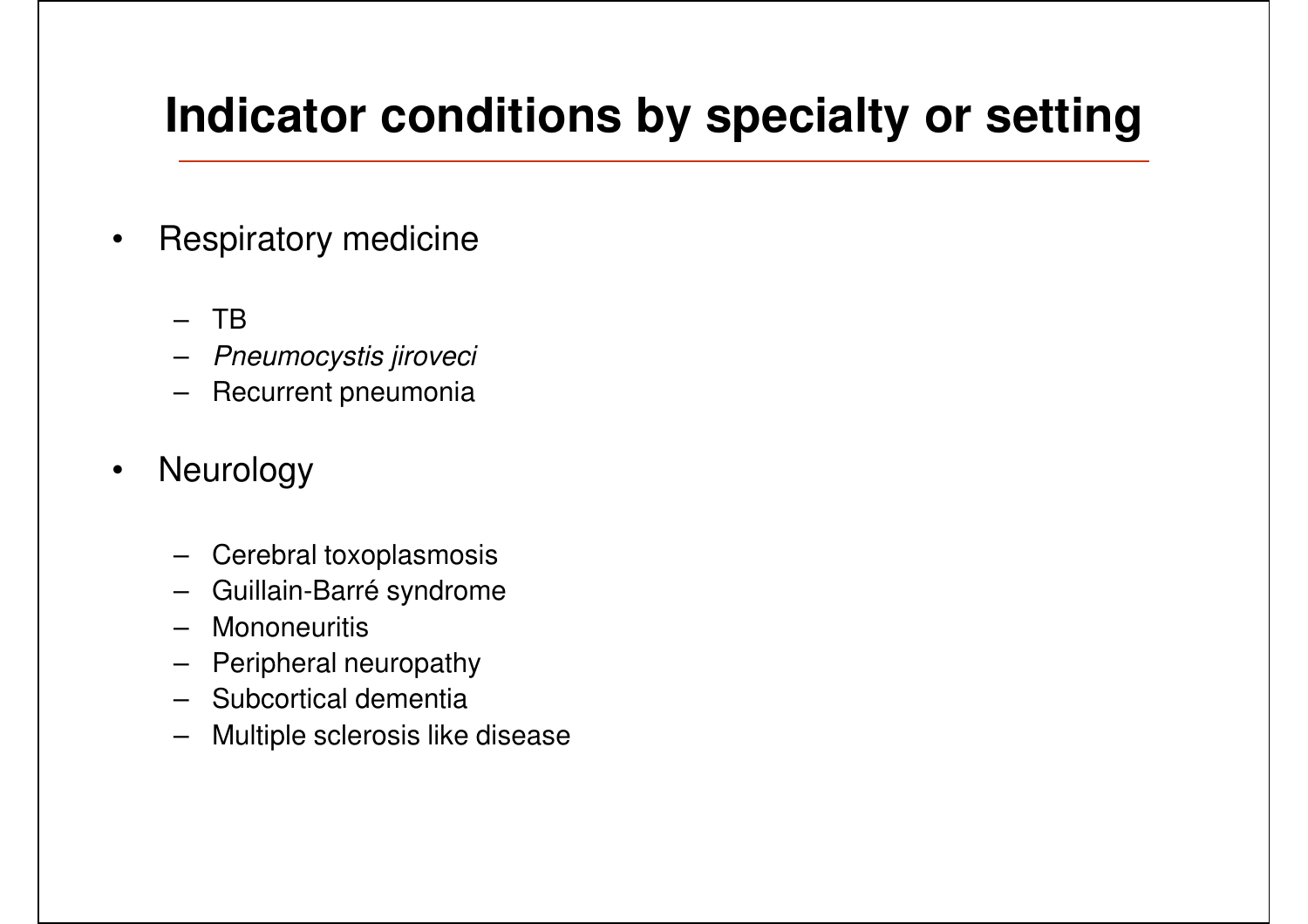# Indicator conditions by specialty or setting

- Respiratory medicine
  - TB
  - *Pneumocystis jiroveci*
  - Recurrent pneumonia
- Neurology
  - Cerebral toxoplasmosis
  - Guillain-Barré syndrome
  - Mononeuritis
  - Peripheral neuropathy
  - Subcortical dementia
  - Multiple sclerosis like disease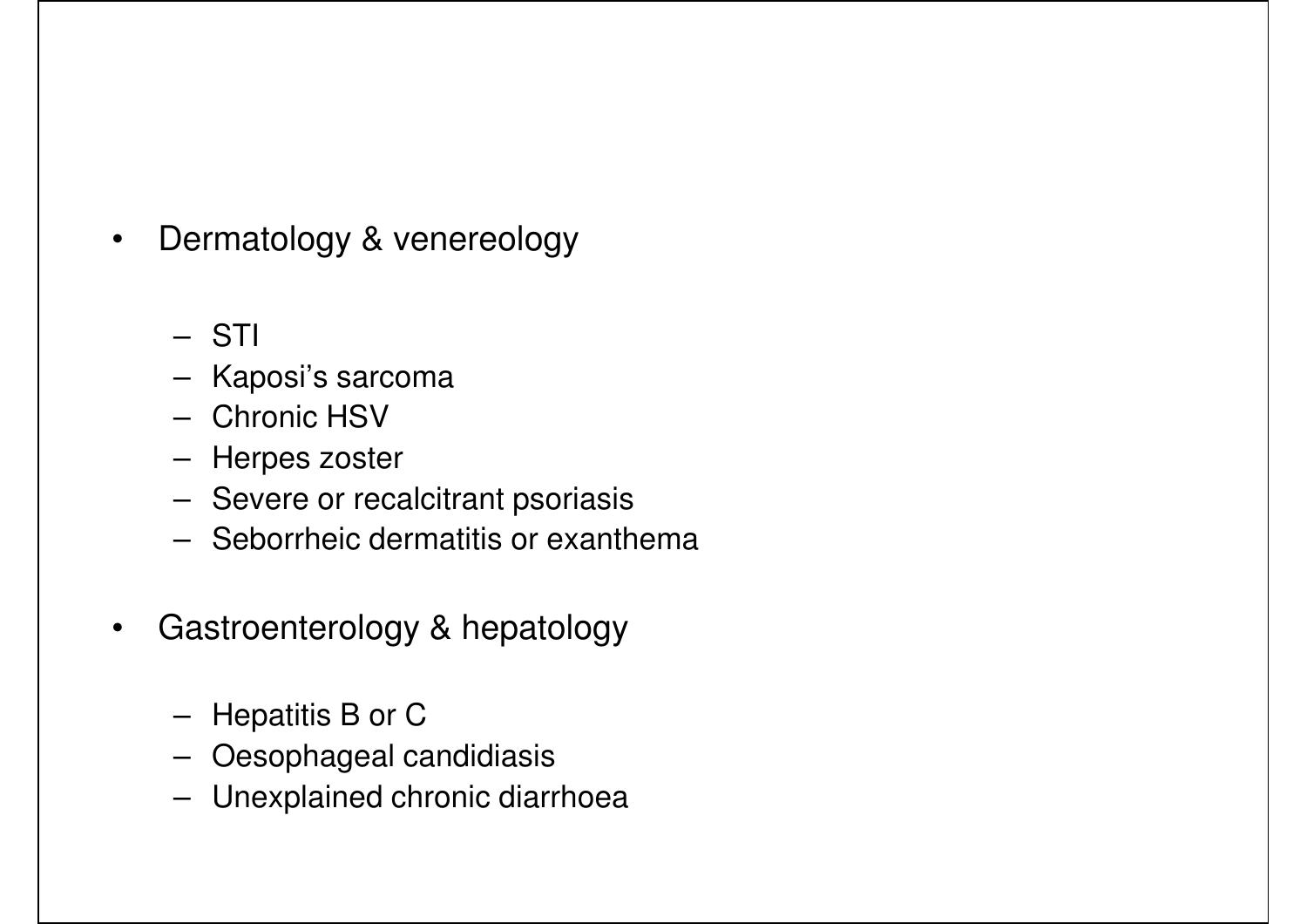- Dermatology & venereology
  - STI
  - Kaposi's sarcoma
  - Chronic HSV
  - Herpes zoster
  - Severe or recalcitrant psoriasis
  - Seborrheic dermatitis or exanthema
- Gastroenterology & hepatology
  - Hepatitis B or C
  - Oesophageal candidiasis
  - Unexplained chronic diarrhoea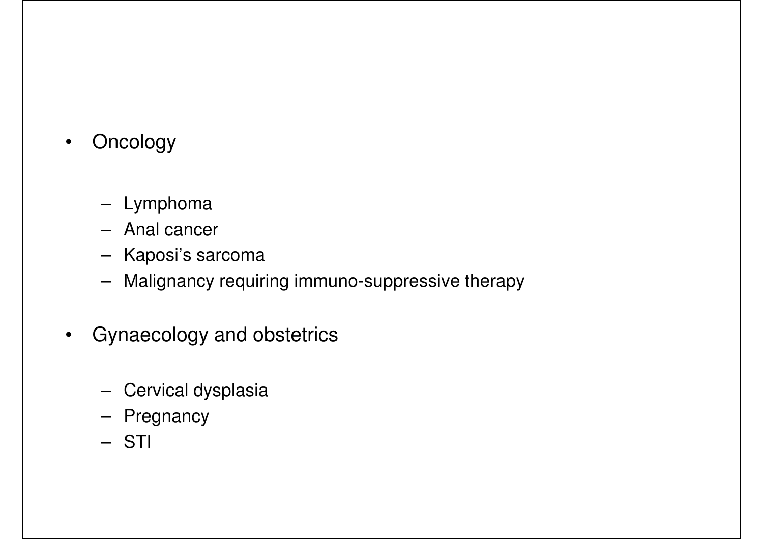- Oncology
  - Lymphoma
  - Anal cancer
  - Kaposi's sarcoma
  - Malignancy requiring immuno-suppressive therapy
- Gynaecology and obstetrics
  - Cervical dysplasia
  - Pregnancy
  - STI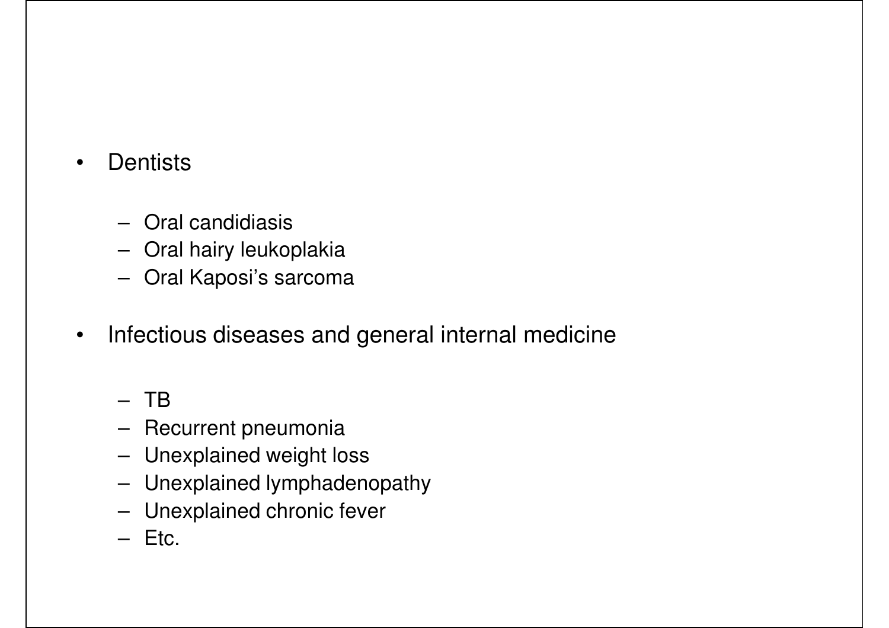- Dentists
  - Oral candidiasis
  - Oral hairy leukoplakia
  - Oral Kaposi's sarcoma
- Infectious diseases and general internal medicine
  - TB
  - Recurrent pneumonia
  - Unexplained weight loss
  - Unexplained lymphadenopathy
  - Unexplained chronic fever
  - Etc.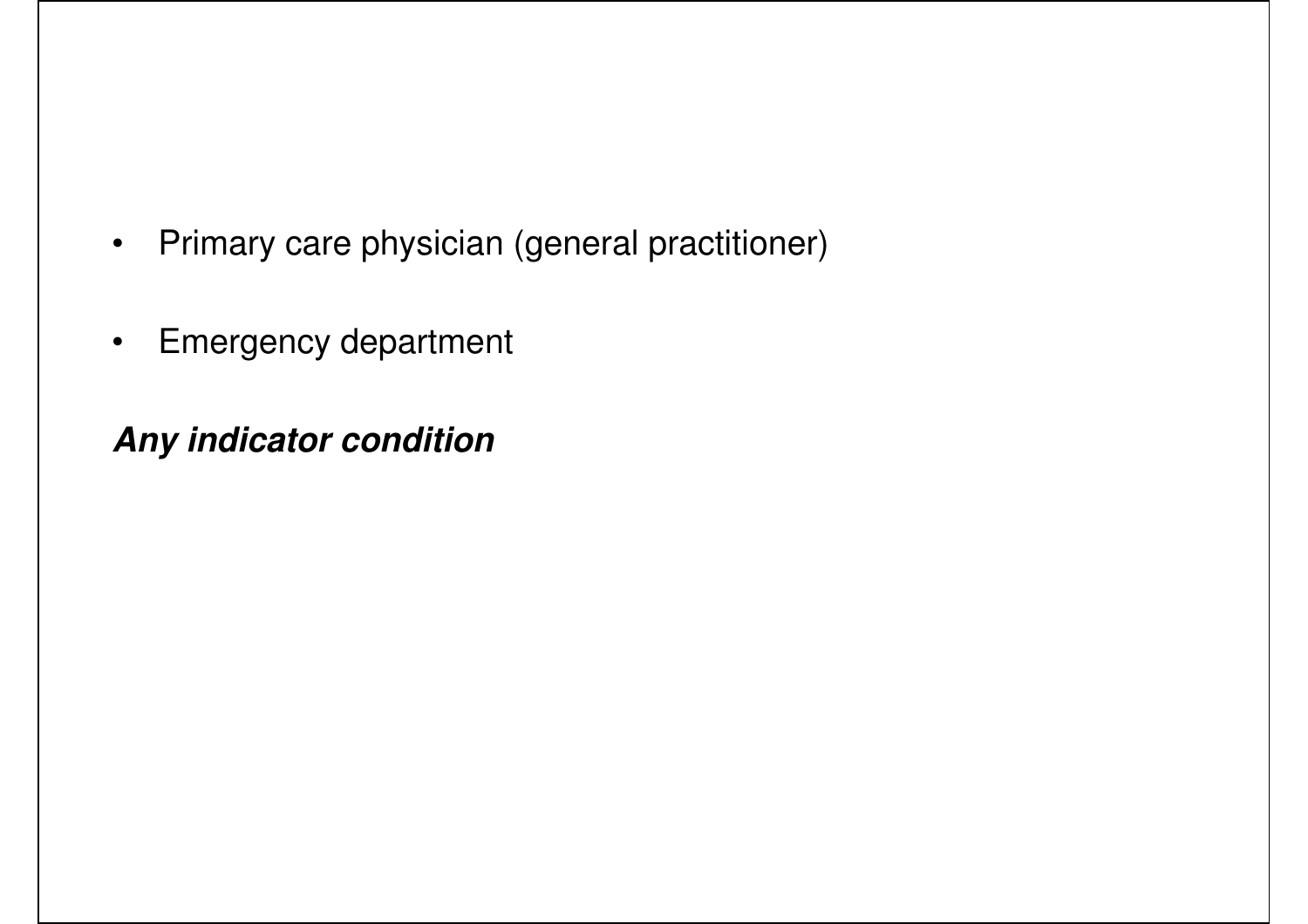- Primary care physician (general practitioner)
- Emergency department

***Any indicator condition***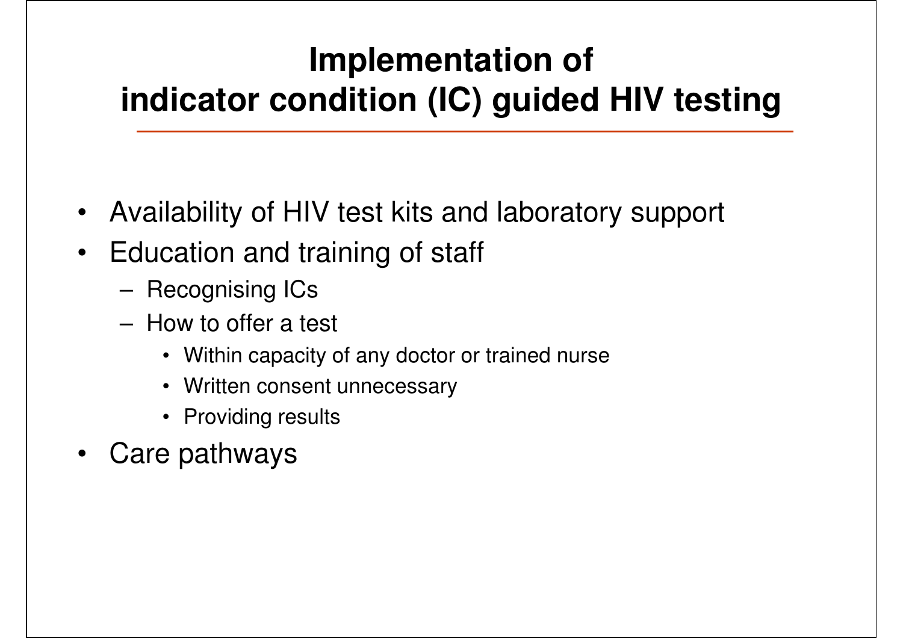# Implementation of indicator condition (IC) guided HIV testing

- Availability of HIV test kits and laboratory support
- Education and training of staff
  - Recognising ICs
  - How to offer a test
    - Within capacity of any doctor or trained nurse
    - Written consent unnecessary
    - Providing results
- Care pathways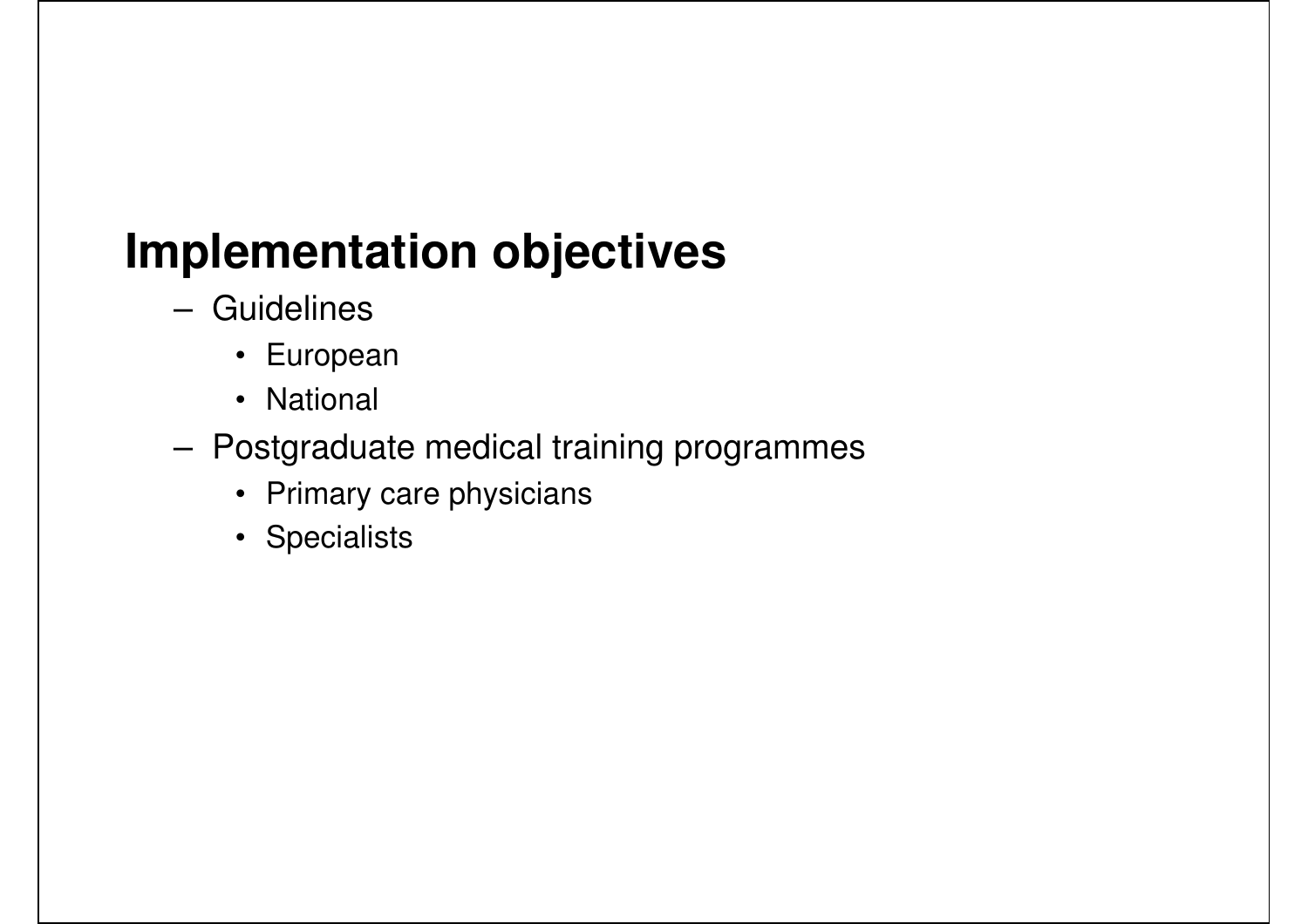## Implementation objectives

- Guidelines
  - European
  - National
- Postgraduate medical training programmes
  - Primary care physicians
  - Specialists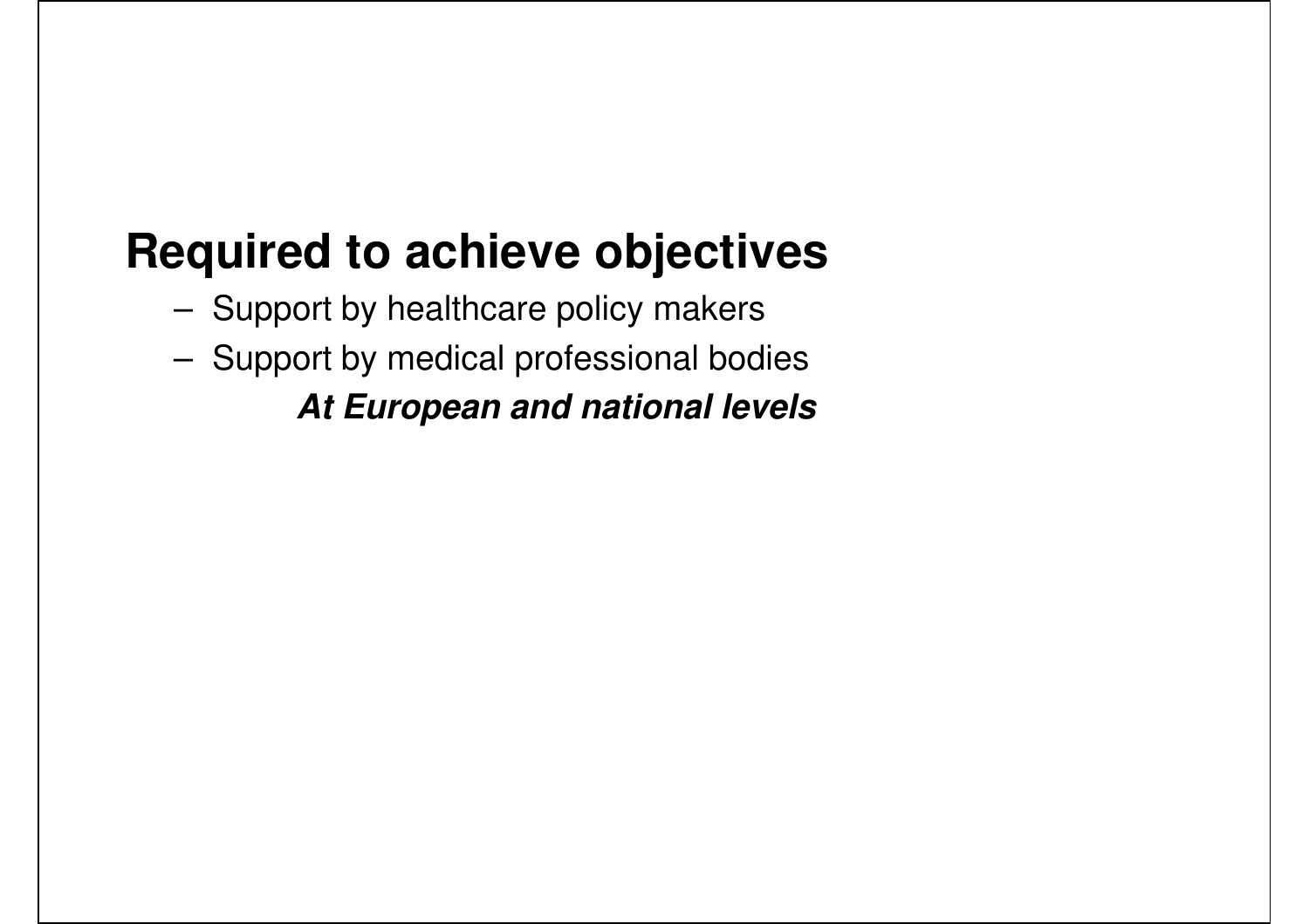## Required to achieve objectives

- Support by healthcare policy makers
- Support by medical professional bodies

  ***At European and national levels***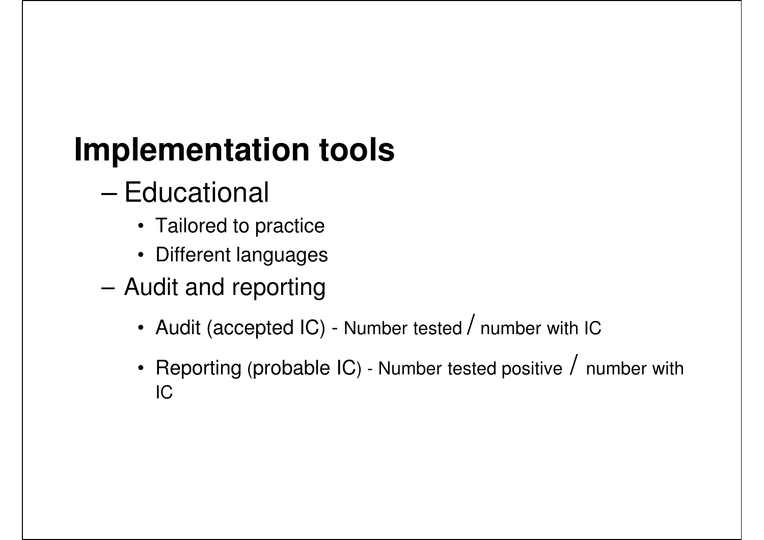# Implementation tools

- Educational
  - Tailored to practice
  - Different languages
- Audit and reporting
  - Audit (accepted IC) - Number tested / number with IC
  - Reporting (probable IC) - Number tested positive / number with IC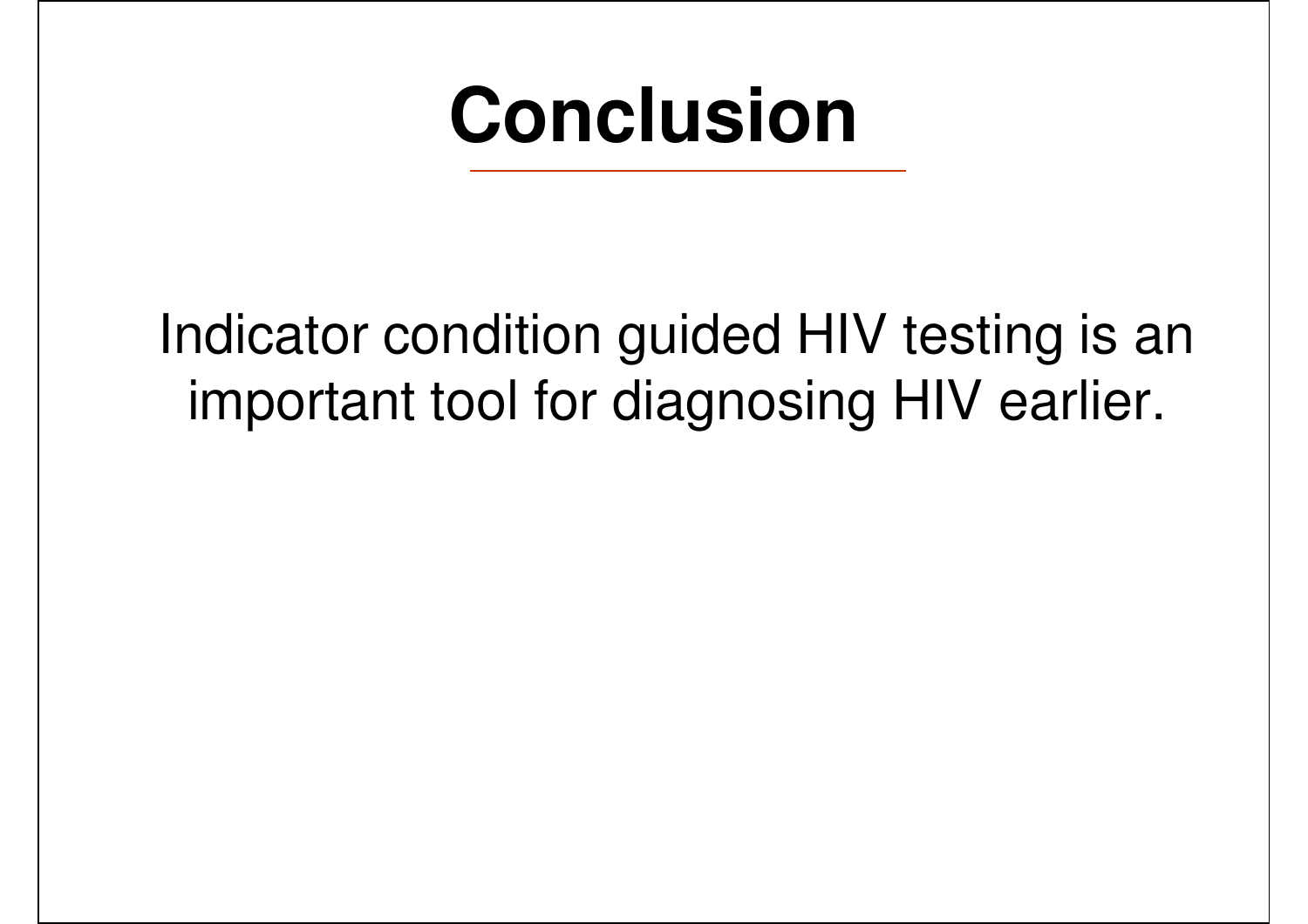# Conclusion

Indicator condition guided HIV testing is an important tool for diagnosing HIV earlier.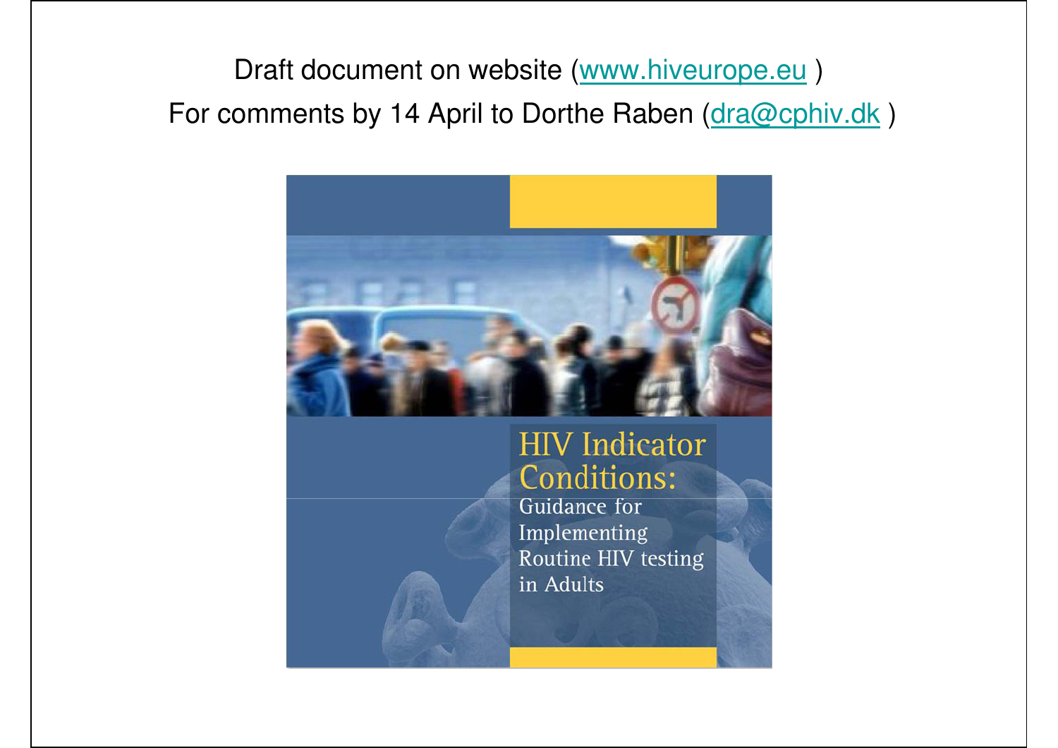Draft document on website (www.hiveurope.eu )

For comments by 14 April to Dorthe Raben (dra@cphiv.dk )

HIV Indicator Conditions:

Guidance for Implementing Routine HIV testing in Adults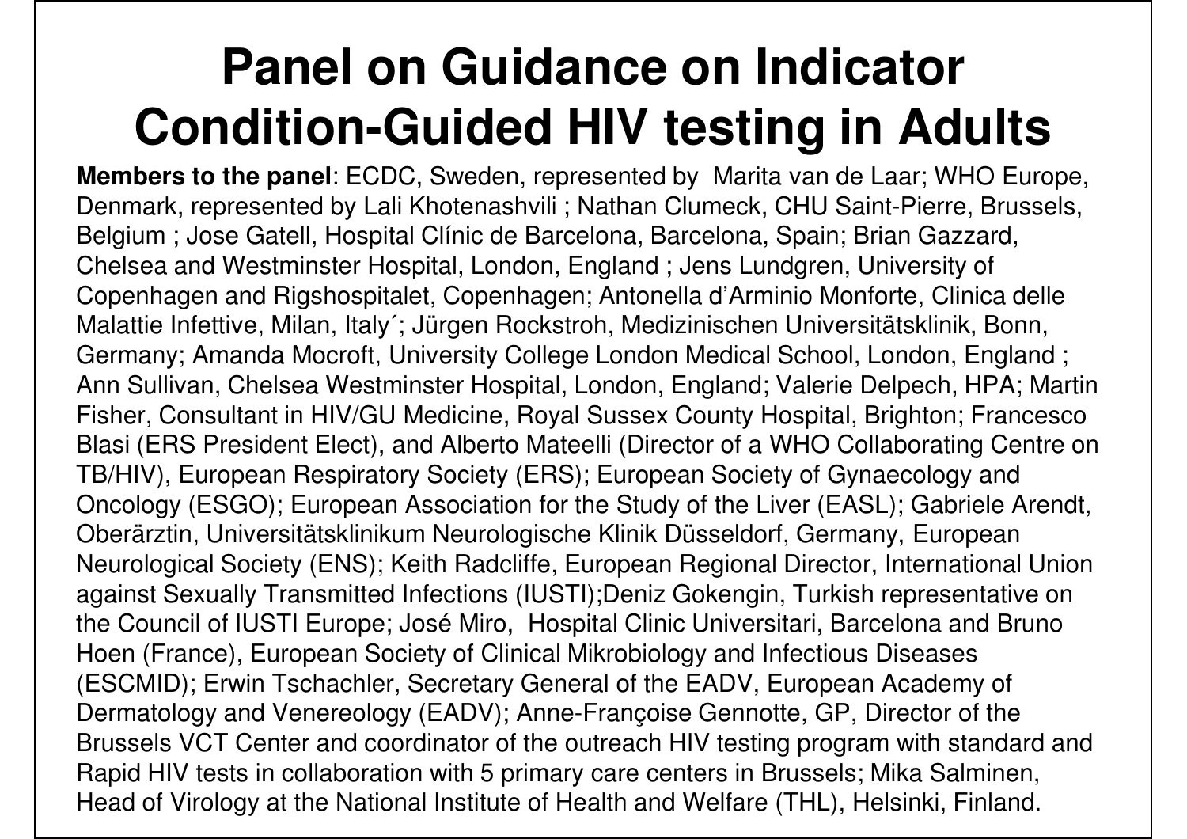# Panel on Guidance on Indicator Condition-Guided HIV testing in Adults

**Members to the panel**: ECDC, Sweden, represented by Marita van de Laar; WHO Europe, Denmark, represented by Lali Khotenashvili ; Nathan Clumeck, CHU Saint-Pierre, Brussels, Belgium ; Jose Gatell, Hospital Clínic de Barcelona, Barcelona, Spain; Brian Gazzard, Chelsea and Westminster Hospital, London, England ; Jens Lundgren, University of Copenhagen and Rigshospitalet, Copenhagen; Antonella d'Arminio Monforte, Clinica delle Malattie Infettive, Milan, Italy´; Jürgen Rockstroh, Medizinischen Universitätsklinik, Bonn, Germany; Amanda Mocroft, University College London Medical School, London, England ; Ann Sullivan, Chelsea Westminster Hospital, London, England; Valerie Delpech, HPA; Martin Fisher, Consultant in HIV/GU Medicine, Royal Sussex County Hospital, Brighton; Francesco Blasi (ERS President Elect), and Alberto Mateelli (Director of a WHO Collaborating Centre on TB/HIV), European Respiratory Society (ERS); European Society of Gynaecology and Oncology (ESGO); European Association for the Study of the Liver (EASL); Gabriele Arendt, Oberärztin, Universitätsklinikum Neurologische Klinik Düsseldorf, Germany, European Neurological Society (ENS); Keith Radcliffe, European Regional Director, International Union against Sexually Transmitted Infections (IUSTI);Deniz Gokengin, Turkish representative on the Council of IUSTI Europe; José Miro, Hospital Clinic Universitari, Barcelona and Bruno Hoen (France), European Society of Clinical Mikrobiology and Infectious Diseases (ESCMID); Erwin Tschachler, Secretary General of the EADV, European Academy of Dermatology and Venereology (EADV); Anne-Françoise Gennotte, GP, Director of the Brussels VCT Center and coordinator of the outreach HIV testing program with standard and Rapid HIV tests in collaboration with 5 primary care centers in Brussels; Mika Salminen, Head of Virology at the National Institute of Health and Welfare (THL), Helsinki, Finland.